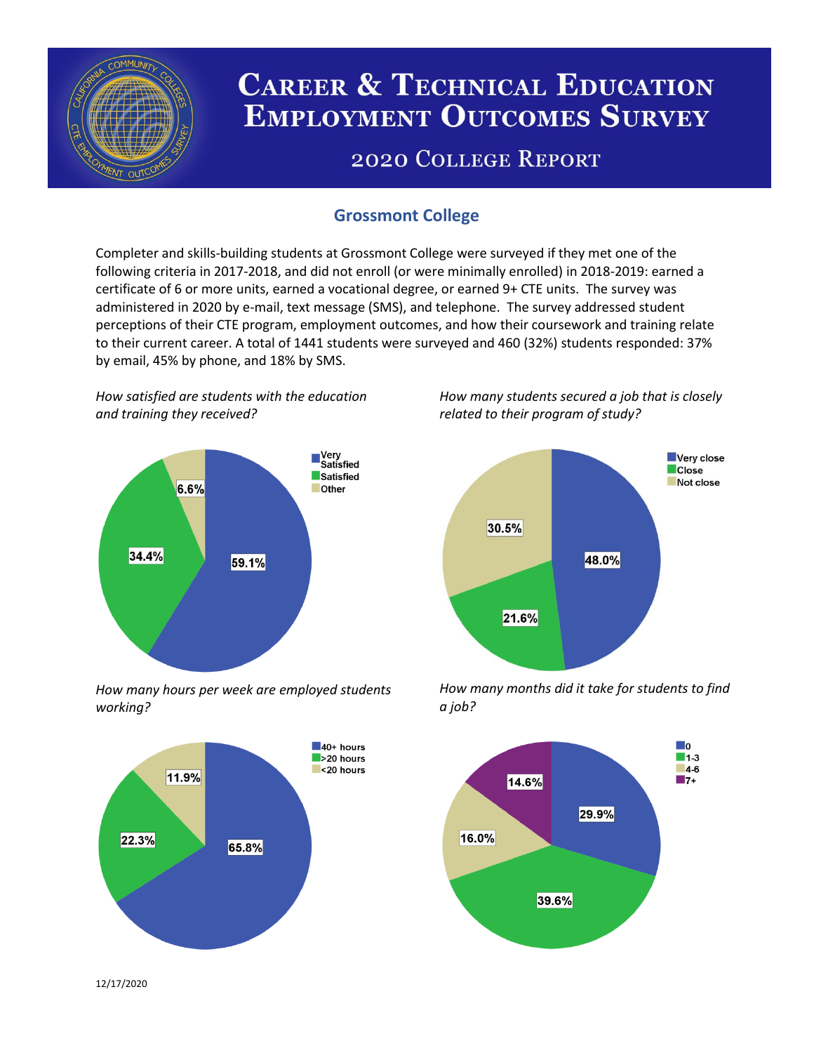# Career & Technical Education Employment Outcomes Survey

## 2020 College Report

### Grossmont College

Completer and skills-building students at Grossmont College were surveyed if they met one of the following criteria in 2017-2018, and did not enroll (or were minimally enrolled) in 2018-2019: earned a certificate of 6 or more units, earned a vocational degree, or earned 9+ CTE units. The survey was administered in 2020 by e-mail, text message (SMS), and telephone. The survey addressed student perceptions of their CTE program, employment outcomes, and how their coursework and training relate to their current career. A total of 1441 students were surveyed and 460 (32%) students responded: 37% by email, 45% by phone, and 18% by SMS.

*How satisfied are students with the education and training they received?*

| Response | Percent |
| --- | --- |
| Very Satisfied | 59.1% |
| Satisfied | 34.4% |
| Other | 6.6% |

*How many students secured a job that is closely related to their program of study?*

| Response | Percent |
| --- | --- |
| Very close | 48.0% |
| Close | 21.6% |
| Not close | 30.5% |

*How many hours per week are employed students working?*

| Response | Percent |
| --- | --- |
| 40+ hours | 65.8% |
| >20 hours | 22.3% |
| <20 hours | 11.9% |

*How many months did it take for students to find a job?*

| Response | Percent |
| --- | --- |
| 0 | 29.9% |
| 1-3 | 39.6% |
| 4-6 | 16.0% |
| 7+ | 14.6% |

12/17/2020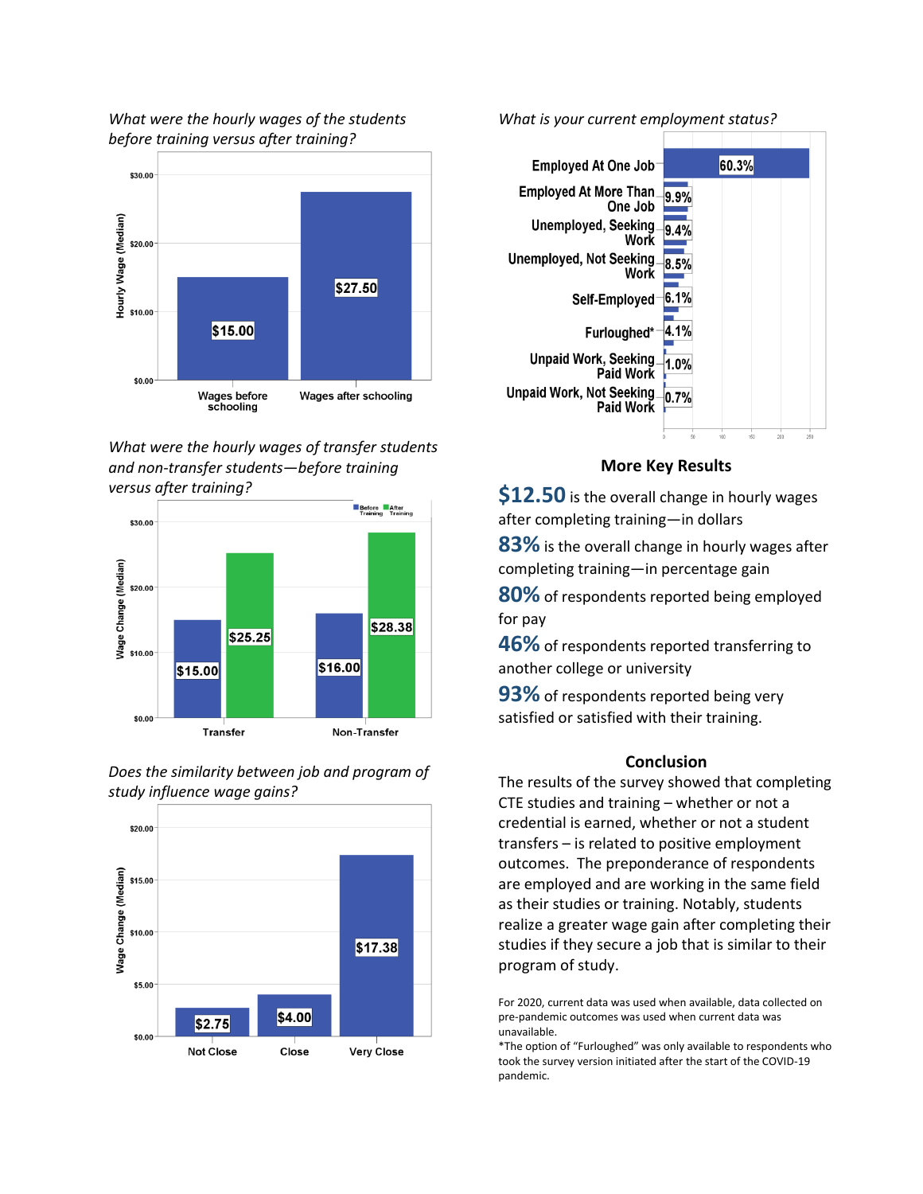*What were the hourly wages of the students before training versus after training?*

$30.00
$20.00
$10.00
$0.00
Hourly Wage (Median)
$15.00
$27.50
Wages before schooling
Wages after schooling

*What were the hourly wages of transfer students and non-transfer students—before training versus after training?*

Before Training
After Training
$30.00
$20.00
$10.00
$0.00
Wage Change (Median)
$15.00
$25.25
$16.00
$28.38
Transfer
Non-Transfer

*Does the similarity between job and program of study influence wage gains?*

$20.00
$15.00
$10.00
$5.00
$0.00
Wage Change (Median)
$2.75
$4.00
$17.38
Not Close
Close
Very Close

*What is your current employment status?*

Employed At One Job 60.3%
Employed At More Than One Job 9.9%
Unemployed, Seeking Work 9.4%
Unemployed, Not Seeking Work 8.5%
Self-Employed 6.1%
Furloughed* 4.1%
Unpaid Work, Seeking Paid Work 1.0%
Unpaid Work, Not Seeking Paid Work 0.7%
0 50 100 150 200 250

### More Key Results

**$12.50** is the overall change in hourly wages after completing training—in dollars

**83%** is the overall change in hourly wages after completing training—in percentage gain

**80%** of respondents reported being employed for pay

**46%** of respondents reported transferring to another college or university

**93%** of respondents reported being very satisfied or satisfied with their training.

### Conclusion

The results of the survey showed that completing CTE studies and training – whether or not a credential is earned, whether or not a student transfers – is related to positive employment outcomes. The preponderance of respondents are employed and are working in the same field as their studies or training. Notably, students realize a greater wage gain after completing their studies if they secure a job that is similar to their program of study.

For 2020, current data was used when available, data collected on pre-pandemic outcomes was used when current data was unavailable.
*The option of "Furloughed" was only available to respondents who took the survey version initiated after the start of the COVID-19 pandemic.